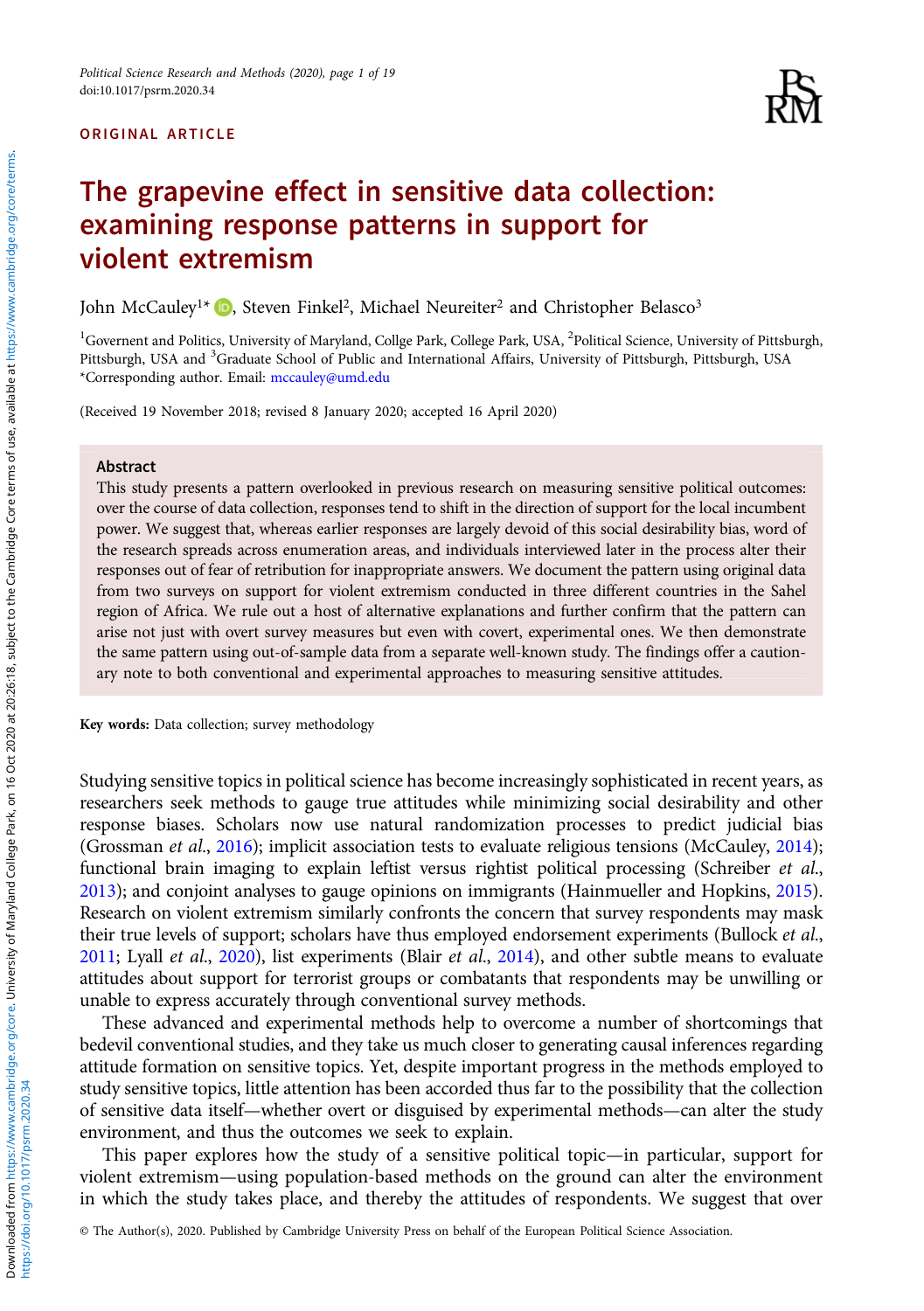ORIGINAL ARTICLE

# The grapevine effect in sensitive data collection: examining response patterns in support for violent extremism

John McCauley[1]*, Steven Finkel[2], Michael Neureiter[2] and Christopher Belasco[3]

[1]Governent and Politics, University of Maryland, Collge Park, College Park, USA, [2]Political Science, University of Pittsburgh, Pittsburgh, USA and [3]Graduate School of Public and International Affairs, University of Pittsburgh, Pittsburgh, USA
*Corresponding author. Email: mccauley@umd.edu

(Received 19 November 2018; revised 8 January 2020; accepted 16 April 2020)

## Abstract

This study presents a pattern overlooked in previous research on measuring sensitive political outcomes: over the course of data collection, responses tend to shift in the direction of support for the local incumbent power. We suggest that, whereas earlier responses are largely devoid of this social desirability bias, word of the research spreads across enumeration areas, and individuals interviewed later in the process alter their responses out of fear of retribution for inappropriate answers. We document the pattern using original data from two surveys on support for violent extremism conducted in three different countries in the Sahel region of Africa. We rule out a host of alternative explanations and further confirm that the pattern can arise not just with overt survey measures but even with covert, experimental ones. We then demonstrate the same pattern using out-of-sample data from a separate well-known study. The findings offer a cautionary note to both conventional and experimental approaches to measuring sensitive attitudes.

**Key words:** Data collection; survey methodology

Studying sensitive topics in political science has become increasingly sophisticated in recent years, as researchers seek methods to gauge true attitudes while minimizing social desirability and other response biases. Scholars now use natural randomization processes to predict judicial bias (Grossman *et al.*, 2016); implicit association tests to evaluate religious tensions (McCauley, 2014); functional brain imaging to explain leftist versus rightist political processing (Schreiber *et al.*, 2013); and conjoint analyses to gauge opinions on immigrants (Hainmueller and Hopkins, 2015). Research on violent extremism similarly confronts the concern that survey respondents may mask their true levels of support; scholars have thus employed endorsement experiments (Bullock *et al.*, 2011; Lyall *et al.*, 2020), list experiments (Blair *et al.*, 2014), and other subtle means to evaluate attitudes about support for terrorist groups or combatants that respondents may be unwilling or unable to express accurately through conventional survey methods.

These advanced and experimental methods help to overcome a number of shortcomings that bedevil conventional studies, and they take us much closer to generating causal inferences regarding attitude formation on sensitive topics. Yet, despite important progress in the methods employed to study sensitive topics, little attention has been accorded thus far to the possibility that the collection of sensitive data itself—whether overt or disguised by experimental methods—can alter the study environment, and thus the outcomes we seek to explain.

This paper explores how the study of a sensitive political topic—in particular, support for violent extremism—using population-based methods on the ground can alter the environment in which the study takes place, and thereby the attitudes of respondents. We suggest that over

© The Author(s), 2020. Published by Cambridge University Press on behalf of the European Political Science Association.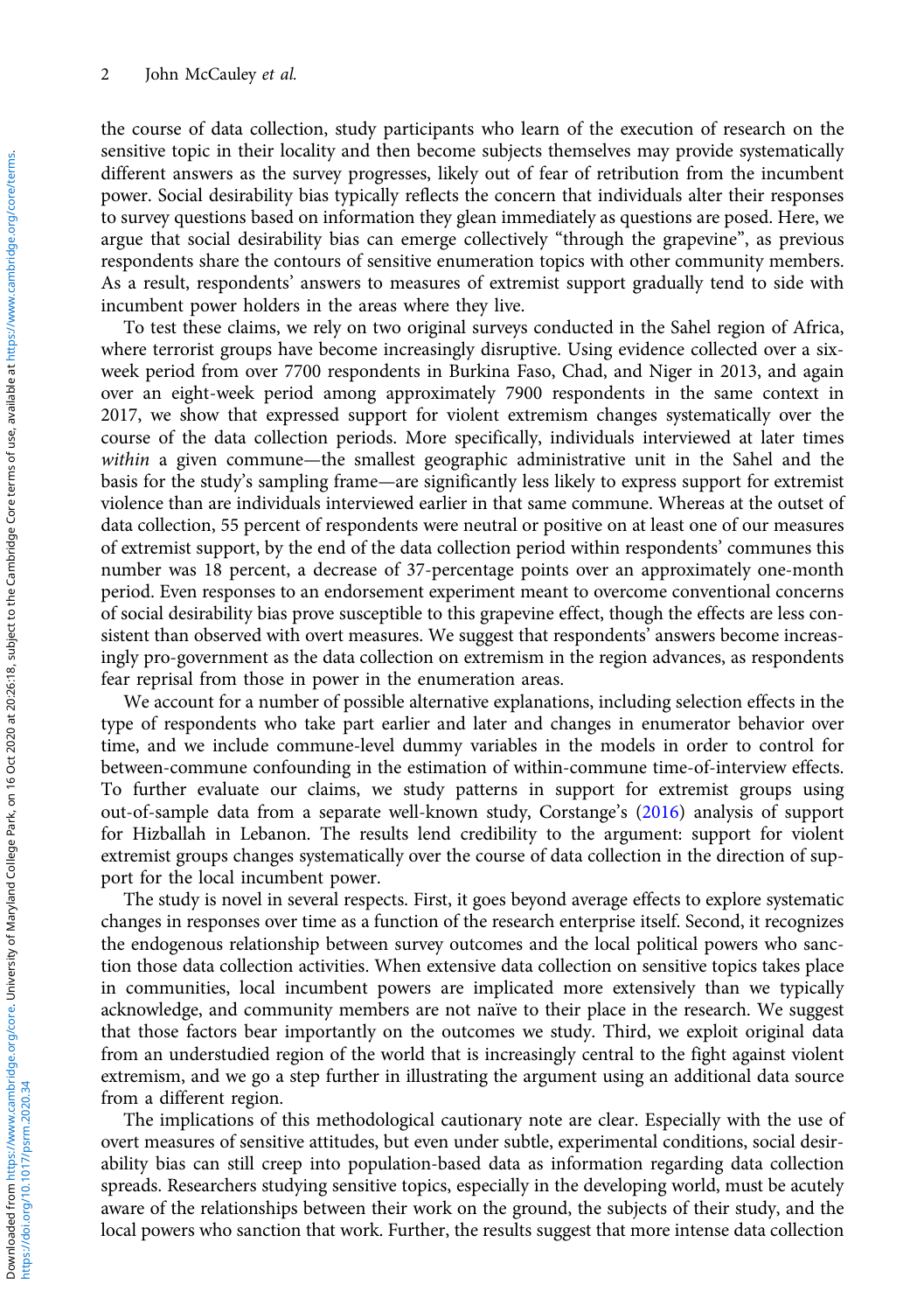the course of data collection, study participants who learn of the execution of research on the sensitive topic in their locality and then become subjects themselves may provide systematically different answers as the survey progresses, likely out of fear of retribution from the incumbent power. Social desirability bias typically reflects the concern that individuals alter their responses to survey questions based on information they glean immediately as questions are posed. Here, we argue that social desirability bias can emerge collectively "through the grapevine", as previous respondents share the contours of sensitive enumeration topics with other community members. As a result, respondents' answers to measures of extremist support gradually tend to side with incumbent power holders in the areas where they live.

To test these claims, we rely on two original surveys conducted in the Sahel region of Africa, where terrorist groups have become increasingly disruptive. Using evidence collected over a six-week period from over 7700 respondents in Burkina Faso, Chad, and Niger in 2013, and again over an eight-week period among approximately 7900 respondents in the same context in 2017, we show that expressed support for violent extremism changes systematically over the course of the data collection periods. More specifically, individuals interviewed at later times *within* a given commune—the smallest geographic administrative unit in the Sahel and the basis for the study's sampling frame—are significantly less likely to express support for extremist violence than are individuals interviewed earlier in that same commune. Whereas at the outset of data collection, 55 percent of respondents were neutral or positive on at least one of our measures of extremist support, by the end of the data collection period within respondents' communes this number was 18 percent, a decrease of 37-percentage points over an approximately one-month period. Even responses to an endorsement experiment meant to overcome conventional concerns of social desirability bias prove susceptible to this grapevine effect, though the effects are less consistent than observed with overt measures. We suggest that respondents' answers become increasingly pro-government as the data collection on extremism in the region advances, as respondents fear reprisal from those in power in the enumeration areas.

We account for a number of possible alternative explanations, including selection effects in the type of respondents who take part earlier and later and changes in enumerator behavior over time, and we include commune-level dummy variables in the models in order to control for between-commune confounding in the estimation of within-commune time-of-interview effects. To further evaluate our claims, we study patterns in support for extremist groups using out-of-sample data from a separate well-known study, Corstange's (2016) analysis of support for Hizballah in Lebanon. The results lend credibility to the argument: support for violent extremist groups changes systematically over the course of data collection in the direction of support for the local incumbent power.

The study is novel in several respects. First, it goes beyond average effects to explore systematic changes in responses over time as a function of the research enterprise itself. Second, it recognizes the endogenous relationship between survey outcomes and the local political powers who sanction those data collection activities. When extensive data collection on sensitive topics takes place in communities, local incumbent powers are implicated more extensively than we typically acknowledge, and community members are not naïve to their place in the research. We suggest that those factors bear importantly on the outcomes we study. Third, we exploit original data from an understudied region of the world that is increasingly central to the fight against violent extremism, and we go a step further in illustrating the argument using an additional data source from a different region.

The implications of this methodological cautionary note are clear. Especially with the use of overt measures of sensitive attitudes, but even under subtle, experimental conditions, social desirability bias can still creep into population-based data as information regarding data collection spreads. Researchers studying sensitive topics, especially in the developing world, must be acutely aware of the relationships between their work on the ground, the subjects of their study, and the local powers who sanction that work. Further, the results suggest that more intense data collection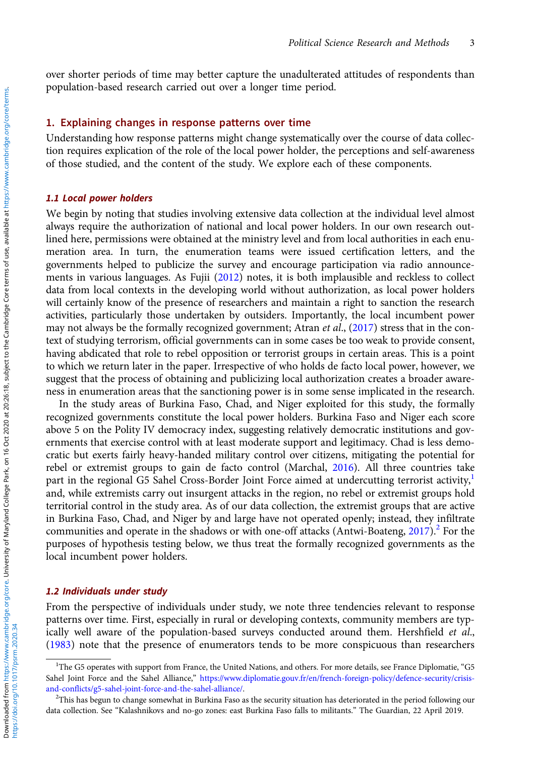over shorter periods of time may better capture the unadulterated attitudes of respondents than population-based research carried out over a longer time period.

## 1. Explaining changes in response patterns over time

Understanding how response patterns might change systematically over the course of data collection requires explication of the role of the local power holder, the perceptions and self-awareness of those studied, and the content of the study. We explore each of these components.

### 1.1 Local power holders

We begin by noting that studies involving extensive data collection at the individual level almost always require the authorization of national and local power holders. In our own research outlined here, permissions were obtained at the ministry level and from local authorities in each enumeration area. In turn, the enumeration teams were issued certification letters, and the governments helped to publicize the survey and encourage participation via radio announcements in various languages. As Fujii (2012) notes, it is both implausible and reckless to collect data from local contexts in the developing world without authorization, as local power holders will certainly know of the presence of researchers and maintain a right to sanction the research activities, particularly those undertaken by outsiders. Importantly, the local incumbent power may not always be the formally recognized government; Atran *et al*., (2017) stress that in the context of studying terrorism, official governments can in some cases be too weak to provide consent, having abdicated that role to rebel opposition or terrorist groups in certain areas. This is a point to which we return later in the paper. Irrespective of who holds de facto local power, however, we suggest that the process of obtaining and publicizing local authorization creates a broader awareness in enumeration areas that the sanctioning power is in some sense implicated in the research.

In the study areas of Burkina Faso, Chad, and Niger exploited for this study, the formally recognized governments constitute the local power holders. Burkina Faso and Niger each score above 5 on the Polity IV democracy index, suggesting relatively democratic institutions and governments that exercise control with at least moderate support and legitimacy. Chad is less democratic but exerts fairly heavy-handed military control over citizens, mitigating the potential for rebel or extremist groups to gain de facto control (Marchal, 2016). All three countries take part in the regional G5 Sahel Cross-Border Joint Force aimed at undercutting terrorist activity,[1] and, while extremists carry out insurgent attacks in the region, no rebel or extremist groups hold territorial control in the study area. As of our data collection, the extremist groups that are active in Burkina Faso, Chad, and Niger by and large have not operated openly; instead, they infiltrate communities and operate in the shadows or with one-off attacks (Antwi-Boateng, 2017).[2] For the purposes of hypothesis testing below, we thus treat the formally recognized governments as the local incumbent power holders.

### 1.2 Individuals under study

From the perspective of individuals under study, we note three tendencies relevant to response patterns over time. First, especially in rural or developing contexts, community members are typically well aware of the population-based surveys conducted around them. Hershfield *et al*., (1983) note that the presence of enumerators tends to be more conspicuous than researchers

---

[1]The G5 operates with support from France, the United Nations, and others. For more details, see France Diplomatie, "G5 Sahel Joint Force and the Sahel Alliance," https://www.diplomatie.gouv.fr/en/french-foreign-policy/defence-security/crisis-and-conflicts/g5-sahel-joint-force-and-the-sahel-alliance/.

[2]This has begun to change somewhat in Burkina Faso as the security situation has deteriorated in the period following our data collection. See "Kalashnikovs and no-go zones: east Burkina Faso falls to militants." The Guardian, 22 April 2019.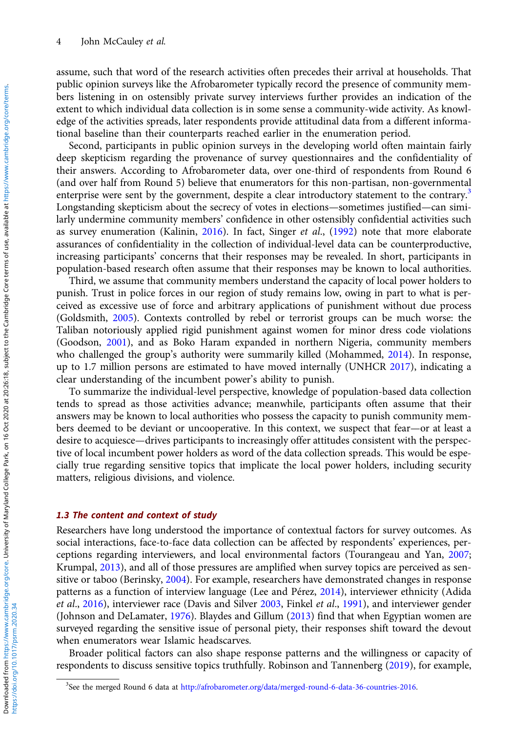assume, such that word of the research activities often precedes their arrival at households. That public opinion surveys like the Afrobarometer typically record the presence of community members listening in on ostensibly private survey interviews further provides an indication of the extent to which individual data collection is in some sense a community-wide activity. As knowledge of the activities spreads, later respondents provide attitudinal data from a different informational baseline than their counterparts reached earlier in the enumeration period.

Second, participants in public opinion surveys in the developing world often maintain fairly deep skepticism regarding the provenance of survey questionnaires and the confidentiality of their answers. According to Afrobarometer data, over one-third of respondents from Round 6 (and over half from Round 5) believe that enumerators for this non-partisan, non-governmental enterprise were sent by the government, despite a clear introductory statement to the contrary.[3] Longstanding skepticism about the secrecy of votes in elections—sometimes justified—can similarly undermine community members' confidence in other ostensibly confidential activities such as survey enumeration (Kalinin, 2016). In fact, Singer *et al*., (1992) note that more elaborate assurances of confidentiality in the collection of individual-level data can be counterproductive, increasing participants' concerns that their responses may be revealed. In short, participants in population-based research often assume that their responses may be known to local authorities.

Third, we assume that community members understand the capacity of local power holders to punish. Trust in police forces in our region of study remains low, owing in part to what is perceived as excessive use of force and arbitrary applications of punishment without due process (Goldsmith, 2005). Contexts controlled by rebel or terrorist groups can be much worse: the Taliban notoriously applied rigid punishment against women for minor dress code violations (Goodson, 2001), and as Boko Haram expanded in northern Nigeria, community members who challenged the group's authority were summarily killed (Mohammed, 2014). In response, up to 1.7 million persons are estimated to have moved internally (UNHCR 2017), indicating a clear understanding of the incumbent power's ability to punish.

To summarize the individual-level perspective, knowledge of population-based data collection tends to spread as those activities advance; meanwhile, participants often assume that their answers may be known to local authorities who possess the capacity to punish community members deemed to be deviant or uncooperative. In this context, we suspect that fear—or at least a desire to acquiesce—drives participants to increasingly offer attitudes consistent with the perspective of local incumbent power holders as word of the data collection spreads. This would be especially true regarding sensitive topics that implicate the local power holders, including security matters, religious divisions, and violence.

### 1.3 The content and context of study

Researchers have long understood the importance of contextual factors for survey outcomes. As social interactions, face-to-face data collection can be affected by respondents' experiences, perceptions regarding interviewers, and local environmental factors (Tourangeau and Yan, 2007; Krumpal, 2013), and all of those pressures are amplified when survey topics are perceived as sensitive or taboo (Berinsky, 2004). For example, researchers have demonstrated changes in response patterns as a function of interview language (Lee and Pérez, 2014), interviewer ethnicity (Adida *et al*., 2016), interviewer race (Davis and Silver 2003, Finkel *et al*., 1991), and interviewer gender (Johnson and DeLamater, 1976). Blaydes and Gillum (2013) find that when Egyptian women are surveyed regarding the sensitive issue of personal piety, their responses shift toward the devout when enumerators wear Islamic headscarves.

Broader political factors can also shape response patterns and the willingness or capacity of respondents to discuss sensitive topics truthfully. Robinson and Tannenberg (2019), for example,

[3] See the merged Round 6 data at http://afrobarometer.org/data/merged-round-6-data-36-countries-2016.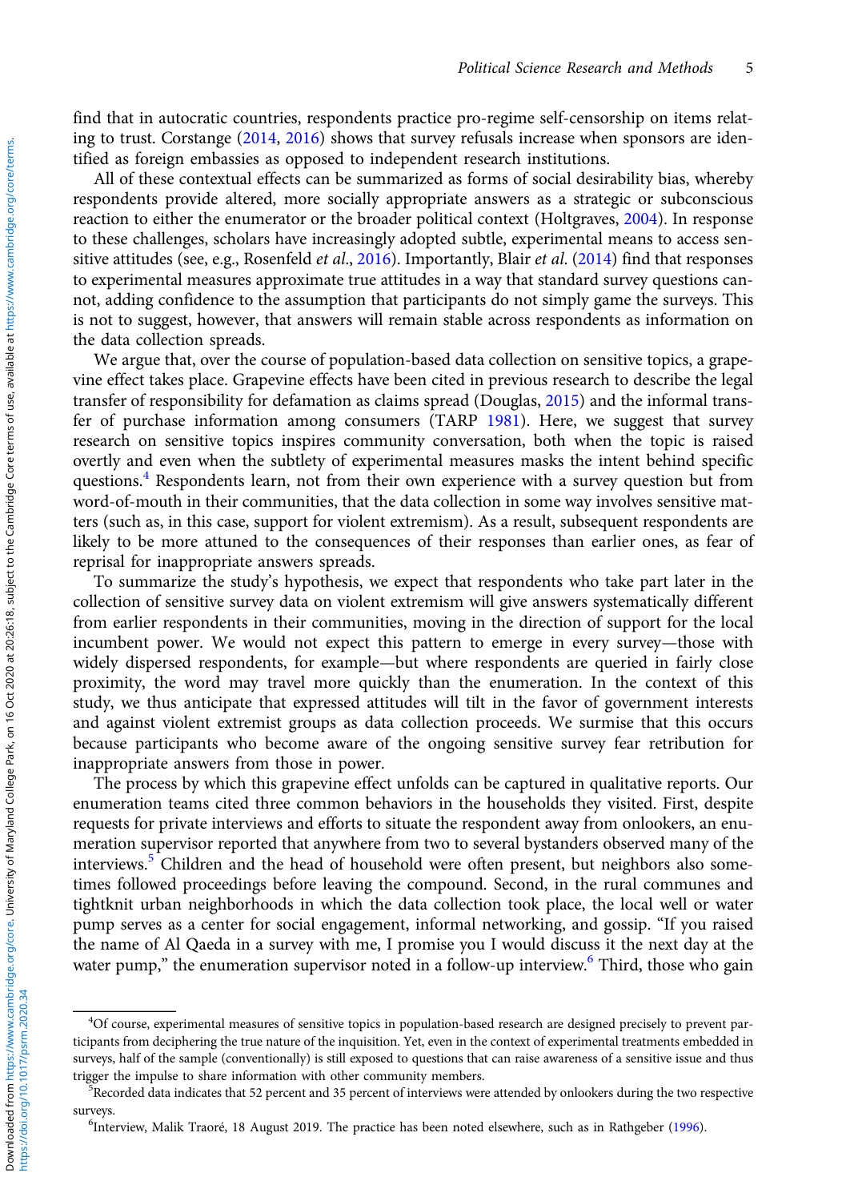find that in autocratic countries, respondents practice pro-regime self-censorship on items relating to trust. Corstange (2014, 2016) shows that survey refusals increase when sponsors are identified as foreign embassies as opposed to independent research institutions.

All of these contextual effects can be summarized as forms of social desirability bias, whereby respondents provide altered, more socially appropriate answers as a strategic or subconscious reaction to either the enumerator or the broader political context (Holtgraves, 2004). In response to these challenges, scholars have increasingly adopted subtle, experimental means to access sensitive attitudes (see, e.g., Rosenfeld *et al.*, 2016). Importantly, Blair *et al.* (2014) find that responses to experimental measures approximate true attitudes in a way that standard survey questions cannot, adding confidence to the assumption that participants do not simply game the surveys. This is not to suggest, however, that answers will remain stable across respondents as information on the data collection spreads.

We argue that, over the course of population-based data collection on sensitive topics, a grapevine effect takes place. Grapevine effects have been cited in previous research to describe the legal transfer of responsibility for defamation as claims spread (Douglas, 2015) and the informal transfer of purchase information among consumers (TARP 1981). Here, we suggest that survey research on sensitive topics inspires community conversation, both when the topic is raised overtly and even when the subtlety of experimental measures masks the intent behind specific questions.[4] Respondents learn, not from their own experience with a survey question but from word-of-mouth in their communities, that the data collection in some way involves sensitive matters (such as, in this case, support for violent extremism). As a result, subsequent respondents are likely to be more attuned to the consequences of their responses than earlier ones, as fear of reprisal for inappropriate answers spreads.

To summarize the study's hypothesis, we expect that respondents who take part later in the collection of sensitive survey data on violent extremism will give answers systematically different from earlier respondents in their communities, moving in the direction of support for the local incumbent power. We would not expect this pattern to emerge in every survey—those with widely dispersed respondents, for example—but where respondents are queried in fairly close proximity, the word may travel more quickly than the enumeration. In the context of this study, we thus anticipate that expressed attitudes will tilt in the favor of government interests and against violent extremist groups as data collection proceeds. We surmise that this occurs because participants who become aware of the ongoing sensitive survey fear retribution for inappropriate answers from those in power.

The process by which this grapevine effect unfolds can be captured in qualitative reports. Our enumeration teams cited three common behaviors in the households they visited. First, despite requests for private interviews and efforts to situate the respondent away from onlookers, an enumeration supervisor reported that anywhere from two to several bystanders observed many of the interviews.[5] Children and the head of household were often present, but neighbors also sometimes followed proceedings before leaving the compound. Second, in the rural communes and tightknit urban neighborhoods in which the data collection took place, the local well or water pump serves as a center for social engagement, informal networking, and gossip. "If you raised the name of Al Qaeda in a survey with me, I promise you I would discuss it the next day at the water pump," the enumeration supervisor noted in a follow-up interview.[6] Third, those who gain

[4]Of course, experimental measures of sensitive topics in population-based research are designed precisely to prevent participants from deciphering the true nature of the inquisition. Yet, even in the context of experimental treatments embedded in surveys, half of the sample (conventionally) is still exposed to questions that can raise awareness of a sensitive issue and thus trigger the impulse to share information with other community members.

[5]Recorded data indicates that 52 percent and 35 percent of interviews were attended by onlookers during the two respective surveys.

[6]Interview, Malik Traoré, 18 August 2019. The practice has been noted elsewhere, such as in Rathgeber (1996).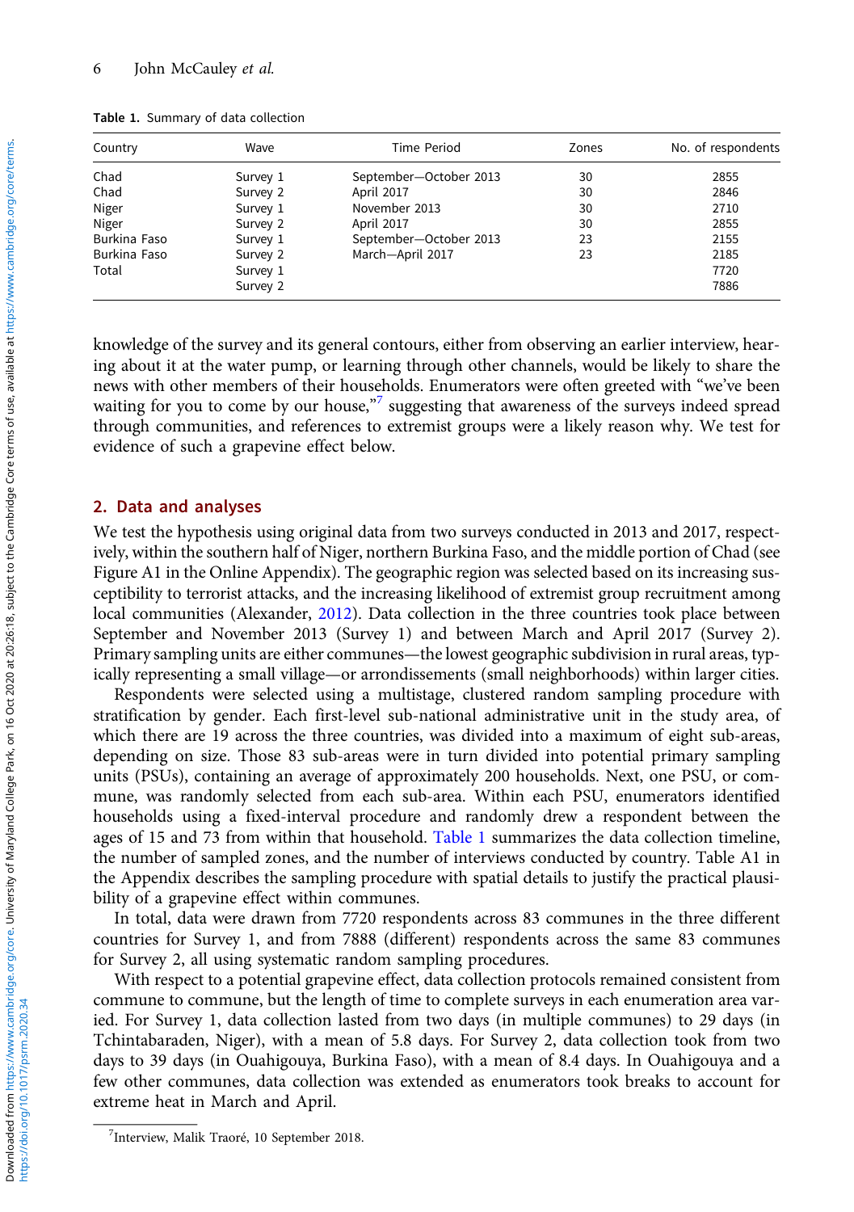**Table 1.** Summary of data collection

| Country | Wave | Time Period | Zones | No. of respondents |
|---|---|---|---|---|
| Chad | Survey 1 | September—October 2013 | 30 | 2855 |
| Chad | Survey 2 | April 2017 | 30 | 2846 |
| Niger | Survey 1 | November 2013 | 30 | 2710 |
| Niger | Survey 2 | April 2017 | 30 | 2855 |
| Burkina Faso | Survey 1 | September—October 2013 | 23 | 2155 |
| Burkina Faso | Survey 2 | March—April 2017 | 23 | 2185 |
| Total | Survey 1 | | | 7720 |
| | Survey 2 | | | 7886 |

knowledge of the survey and its general contours, either from observing an earlier interview, hearing about it at the water pump, or learning through other channels, would be likely to share the news with other members of their households. Enumerators were often greeted with "we've been waiting for you to come by our house,"[7] suggesting that awareness of the surveys indeed spread through communities, and references to extremist groups were a likely reason why. We test for evidence of such a grapevine effect below.

## 2. Data and analyses

We test the hypothesis using original data from two surveys conducted in 2013 and 2017, respectively, within the southern half of Niger, northern Burkina Faso, and the middle portion of Chad (see Figure A1 in the Online Appendix). The geographic region was selected based on its increasing susceptibility to terrorist attacks, and the increasing likelihood of extremist group recruitment among local communities (Alexander, 2012). Data collection in the three countries took place between September and November 2013 (Survey 1) and between March and April 2017 (Survey 2). Primary sampling units are either communes—the lowest geographic subdivision in rural areas, typically representing a small village—or arrondissements (small neighborhoods) within larger cities.

Respondents were selected using a multistage, clustered random sampling procedure with stratification by gender. Each first-level sub-national administrative unit in the study area, of which there are 19 across the three countries, was divided into a maximum of eight sub-areas, depending on size. Those 83 sub-areas were in turn divided into potential primary sampling units (PSUs), containing an average of approximately 200 households. Next, one PSU, or commune, was randomly selected from each sub-area. Within each PSU, enumerators identified households using a fixed-interval procedure and randomly drew a respondent between the ages of 15 and 73 from within that household. Table 1 summarizes the data collection timeline, the number of sampled zones, and the number of interviews conducted by country. Table A1 in the Appendix describes the sampling procedure with spatial details to justify the practical plausibility of a grapevine effect within communes.

In total, data were drawn from 7720 respondents across 83 communes in the three different countries for Survey 1, and from 7888 (different) respondents across the same 83 communes for Survey 2, all using systematic random sampling procedures.

With respect to a potential grapevine effect, data collection protocols remained consistent from commune to commune, but the length of time to complete surveys in each enumeration area varied. For Survey 1, data collection lasted from two days (in multiple communes) to 29 days (in Tchintabaraden, Niger), with a mean of 5.8 days. For Survey 2, data collection took from two days to 39 days (in Ouahigouya, Burkina Faso), with a mean of 8.4 days. In Ouahigouya and a few other communes, data collection was extended as enumerators took breaks to account for extreme heat in March and April.

[7] Interview, Malik Traoré, 10 September 2018.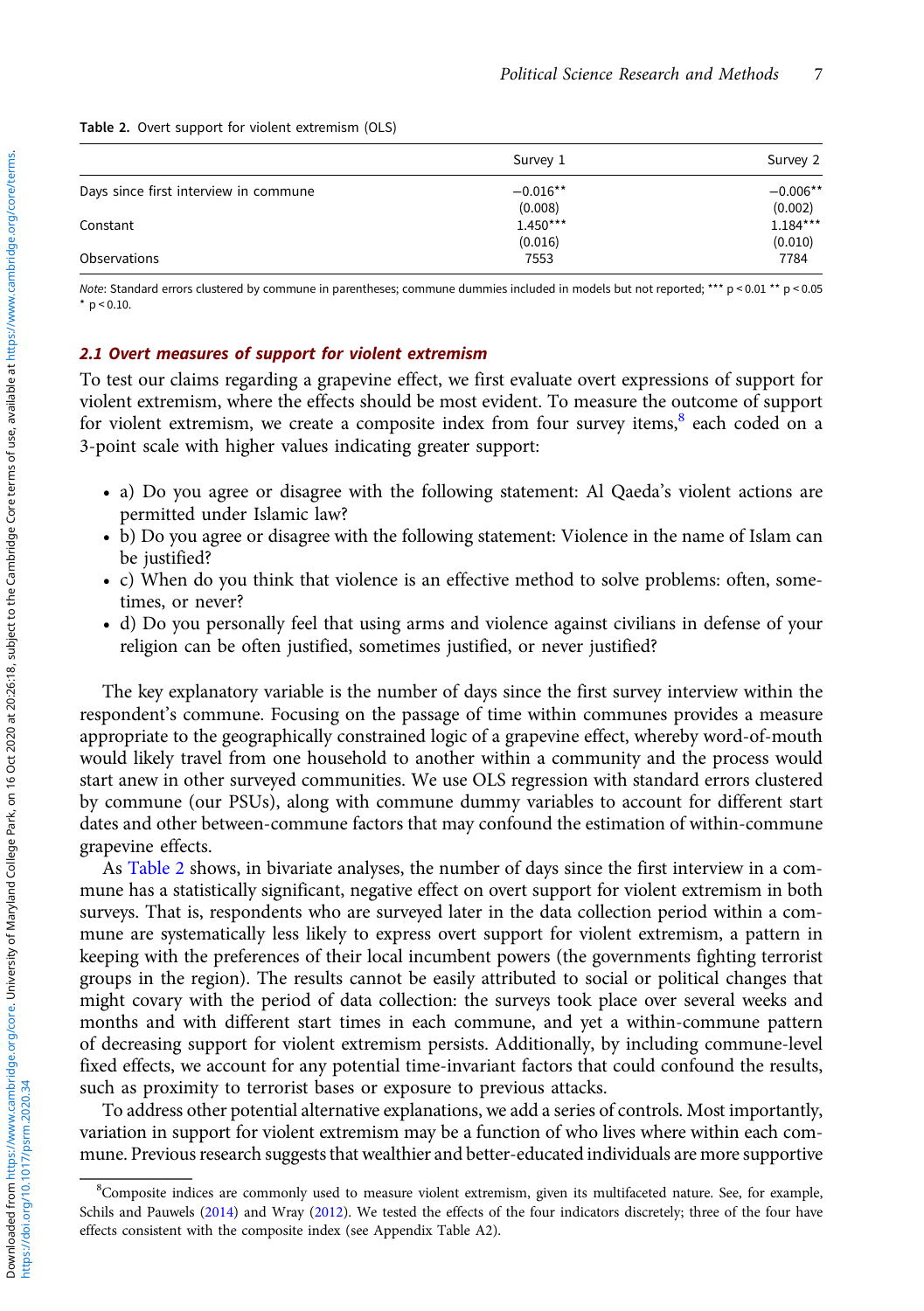Table 2. Overt support for violent extremism (OLS)

| | Survey 1 | Survey 2 |
|---|---|---|
| Days since first interview in commune | −0.016** | −0.006** |
| | (0.008) | (0.002) |
| Constant | 1.450*** | 1.184*** |
| | (0.016) | (0.010) |
| Observations | 7553 | 7784 |

*Note*: Standard errors clustered by commune in parentheses; commune dummies included in models but not reported; *** p < 0.01 ** p < 0.05 * p < 0.10.

### 2.1 Overt measures of support for violent extremism

To test our claims regarding a grapevine effect, we first evaluate overt expressions of support for violent extremism, where the effects should be most evident. To measure the outcome of support for violent extremism, we create a composite index from four survey items,[8] each coded on a 3-point scale with higher values indicating greater support:

- a) Do you agree or disagree with the following statement: Al Qaeda's violent actions are permitted under Islamic law?
- b) Do you agree or disagree with the following statement: Violence in the name of Islam can be justified?
- c) When do you think that violence is an effective method to solve problems: often, sometimes, or never?
- d) Do you personally feel that using arms and violence against civilians in defense of your religion can be often justified, sometimes justified, or never justified?

The key explanatory variable is the number of days since the first survey interview within the respondent's commune. Focusing on the passage of time within communes provides a measure appropriate to the geographically constrained logic of a grapevine effect, whereby word-of-mouth would likely travel from one household to another within a community and the process would start anew in other surveyed communities. We use OLS regression with standard errors clustered by commune (our PSUs), along with commune dummy variables to account for different start dates and other between-commune factors that may confound the estimation of within-commune grapevine effects.

As Table 2 shows, in bivariate analyses, the number of days since the first interview in a commune has a statistically significant, negative effect on overt support for violent extremism in both surveys. That is, respondents who are surveyed later in the data collection period within a commune are systematically less likely to express overt support for violent extremism, a pattern in keeping with the preferences of their local incumbent powers (the governments fighting terrorist groups in the region). The results cannot be easily attributed to social or political changes that might covary with the period of data collection: the surveys took place over several weeks and months and with different start times in each commune, and yet a within-commune pattern of decreasing support for violent extremism persists. Additionally, by including commune-level fixed effects, we account for any potential time-invariant factors that could confound the results, such as proximity to terrorist bases or exposure to previous attacks.

To address other potential alternative explanations, we add a series of controls. Most importantly, variation in support for violent extremism may be a function of who lives where within each commune. Previous research suggests that wealthier and better-educated individuals are more supportive

[8]Composite indices are commonly used to measure violent extremism, given its multifaceted nature. See, for example, Schils and Pauwels (2014) and Wray (2012). We tested the effects of the four indicators discretely; three of the four have effects consistent with the composite index (see Appendix Table A2).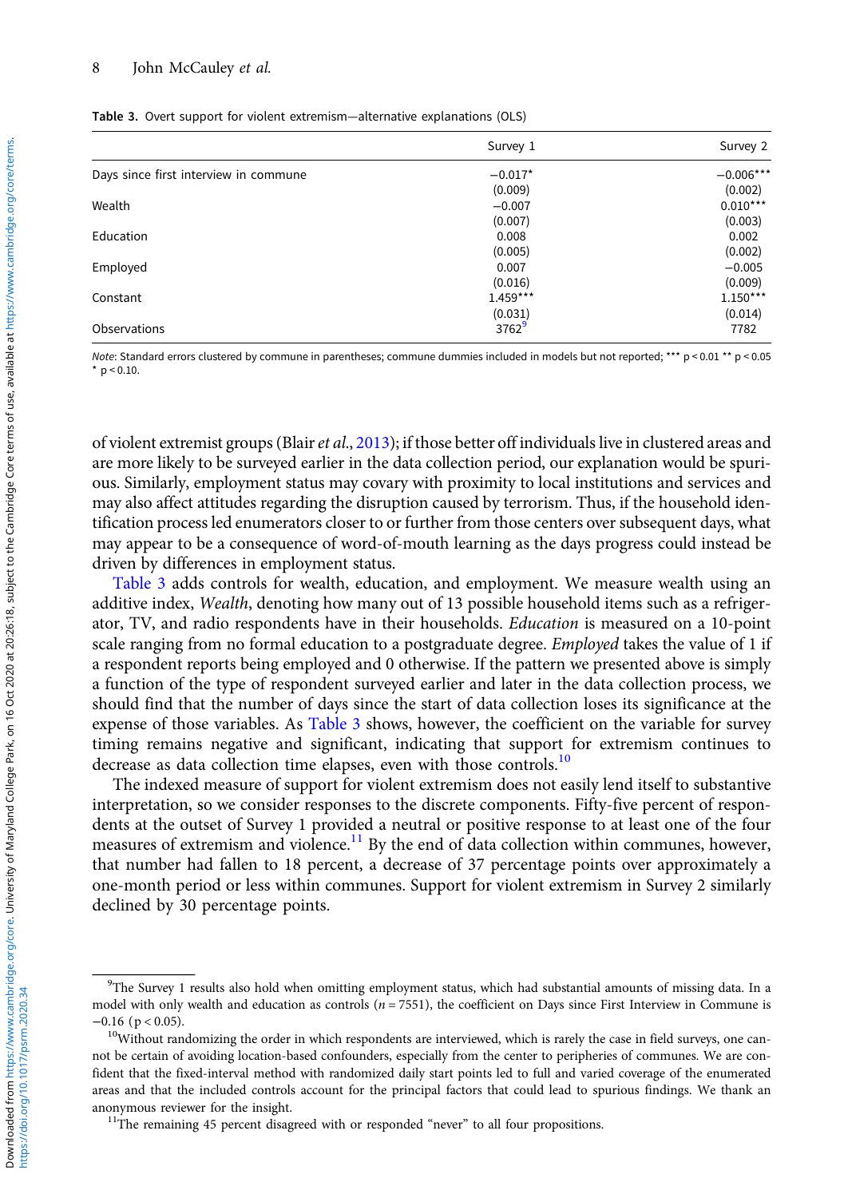**Table 3.** Overt support for violent extremism—alternative explanations (OLS)

| | Survey 1 | Survey 2 |
|---|---|---|
| Days since first interview in commune | −0.017* | −0.006*** |
| | (0.009) | (0.002) |
| Wealth | −0.007 | 0.010*** |
| | (0.007) | (0.003) |
| Education | 0.008 | 0.002 |
| | (0.005) | (0.002) |
| Employed | 0.007 | −0.005 |
| | (0.016) | (0.009) |
| Constant | 1.459*** | 1.150*** |
| | (0.031) | (0.014) |
| Observations | 3762[9] | 7782 |

*Note*: Standard errors clustered by commune in parentheses; commune dummies included in models but not reported; *** p < 0.01 ** p < 0.05 * p < 0.10.

of violent extremist groups (Blair *et al.*, 2013); if those better off individuals live in clustered areas and are more likely to be surveyed earlier in the data collection period, our explanation would be spurious. Similarly, employment status may covary with proximity to local institutions and services and may also affect attitudes regarding the disruption caused by terrorism. Thus, if the household identification process led enumerators closer to or further from those centers over subsequent days, what may appear to be a consequence of word-of-mouth learning as the days progress could instead be driven by differences in employment status.

Table 3 adds controls for wealth, education, and employment. We measure wealth using an additive index, *Wealth*, denoting how many out of 13 possible household items such as a refrigerator, TV, and radio respondents have in their households. *Education* is measured on a 10-point scale ranging from no formal education to a postgraduate degree. *Employed* takes the value of 1 if a respondent reports being employed and 0 otherwise. If the pattern we presented above is simply a function of the type of respondent surveyed earlier and later in the data collection process, we should find that the number of days since the start of data collection loses its significance at the expense of those variables. As Table 3 shows, however, the coefficient on the variable for survey timing remains negative and significant, indicating that support for extremism continues to decrease as data collection time elapses, even with those controls.[10]

The indexed measure of support for violent extremism does not easily lend itself to substantive interpretation, so we consider responses to the discrete components. Fifty-five percent of respondents at the outset of Survey 1 provided a neutral or positive response to at least one of the four measures of extremism and violence.[11] By the end of data collection within communes, however, that number had fallen to 18 percent, a decrease of 37 percentage points over approximately a one-month period or less within communes. Support for violent extremism in Survey 2 similarly declined by 30 percentage points.

---

[9]The Survey 1 results also hold when omitting employment status, which had substantial amounts of missing data. In a model with only wealth and education as controls ($n = 7551$), the coefficient on Days since First Interview in Commune is −0.16 ($p < 0.05$).

[10]Without randomizing the order in which respondents are interviewed, which is rarely the case in field surveys, one cannot be certain of avoiding location-based confounders, especially from the center to peripheries of communes. We are confident that the fixed-interval method with randomized daily start points led to full and varied coverage of the enumerated areas and that the included controls account for the principal factors that could lead to spurious findings. We thank an anonymous reviewer for the insight.

[11]The remaining 45 percent disagreed with or responded "never" to all four propositions.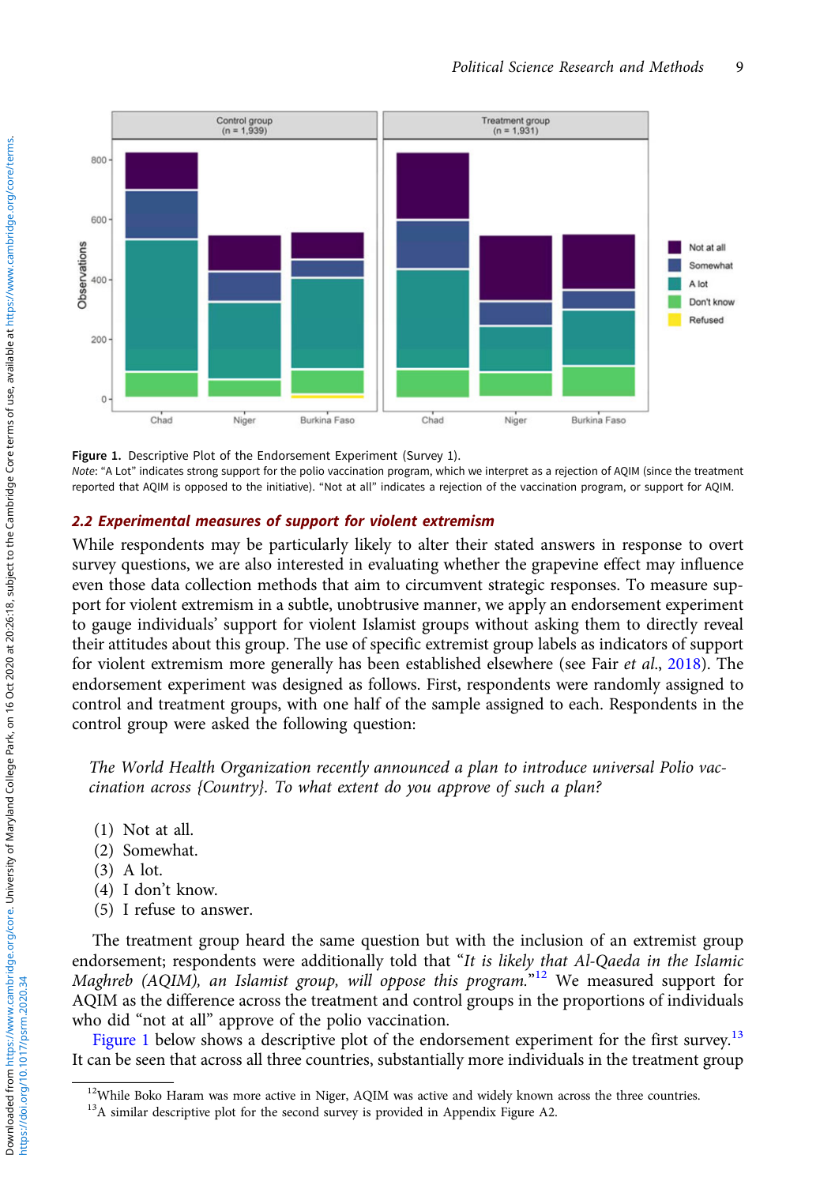Figure 1. Descriptive Plot of the Endorsement Experiment (Survey 1).

*Note*: "A Lot" indicates strong support for the polio vaccination program, which we interpret as a rejection of AQIM (since the treatment reported that AQIM is opposed to the initiative). "Not at all" indicates a rejection of the vaccination program, or support for AQIM.

## 2.2 Experimental measures of support for violent extremism

While respondents may be particularly likely to alter their stated answers in response to overt survey questions, we are also interested in evaluating whether the grapevine effect may influence even those data collection methods that aim to circumvent strategic responses. To measure support for violent extremism in a subtle, unobtrusive manner, we apply an endorsement experiment to gauge individuals' support for violent Islamist groups without asking them to directly reveal their attitudes about this group. The use of specific extremist group labels as indicators of support for violent extremism more generally has been established elsewhere (see Fair *et al.*, 2018). The endorsement experiment was designed as follows. First, respondents were randomly assigned to control and treatment groups, with one half of the sample assigned to each. Respondents in the control group were asked the following question:

> *The World Health Organization recently announced a plan to introduce universal Polio vaccination across {Country}. To what extent do you approve of such a plan?*

(1) Not at all.
(2) Somewhat.
(3) A lot.
(4) I don't know.
(5) I refuse to answer.

The treatment group heard the same question but with the inclusion of an extremist group endorsement; respondents were additionally told that "*It is likely that Al-Qaeda in the Islamic Maghreb (AQIM), an Islamist group, will oppose this program.*"[12] We measured support for AQIM as the difference across the treatment and control groups in the proportions of individuals who did "not at all" approve of the polio vaccination.

Figure 1 below shows a descriptive plot of the endorsement experiment for the first survey.[13] It can be seen that across all three countries, substantially more individuals in the treatment group

[12]While Boko Haram was more active in Niger, AQIM was active and widely known across the three countries.

[13]A similar descriptive plot for the second survey is provided in Appendix Figure A2.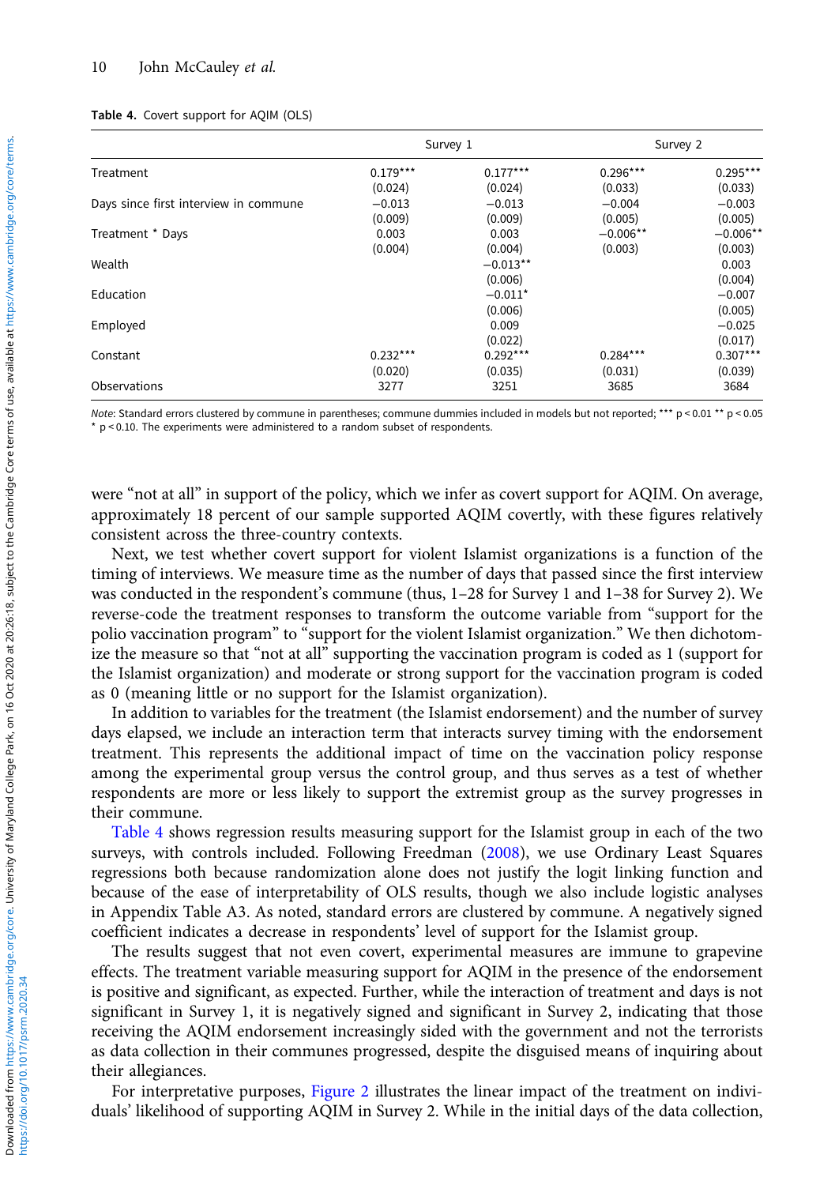**Table 4.** Covert support for AQIM (OLS)

| | Survey 1 | | Survey 2 | |
|---|---|---|---|---|
| Treatment | 0.179*** | 0.177*** | 0.296*** | 0.295*** |
| | (0.024) | (0.024) | (0.033) | (0.033) |
| Days since first interview in commune | −0.013 | −0.013 | −0.004 | −0.003 |
| | (0.009) | (0.009) | (0.005) | (0.005) |
| Treatment * Days | 0.003 | 0.003 | −0.006** | −0.006** |
| | (0.004) | (0.004) | (0.003) | (0.003) |
| Wealth | | −0.013** | | 0.003 |
| | | (0.006) | | (0.004) |
| Education | | −0.011* | | −0.007 |
| | | (0.006) | | (0.005) |
| Employed | | 0.009 | | −0.025 |
| | | (0.022) | | (0.017) |
| Constant | 0.232*** | 0.292*** | 0.284*** | 0.307*** |
| | (0.020) | (0.035) | (0.031) | (0.039) |
| Observations | 3277 | 3251 | 3685 | 3684 |

*Note*: Standard errors clustered by commune in parentheses; commune dummies included in models but not reported; *** p < 0.01 ** p < 0.05 * p < 0.10. The experiments were administered to a random subset of respondents.

were "not at all" in support of the policy, which we infer as covert support for AQIM. On average, approximately 18 percent of our sample supported AQIM covertly, with these figures relatively consistent across the three-country contexts.

Next, we test whether covert support for violent Islamist organizations is a function of the timing of interviews. We measure time as the number of days that passed since the first interview was conducted in the respondent's commune (thus, 1–28 for Survey 1 and 1–38 for Survey 2). We reverse-code the treatment responses to transform the outcome variable from "support for the polio vaccination program" to "support for the violent Islamist organization." We then dichotomize the measure so that "not at all" supporting the vaccination program is coded as 1 (support for the Islamist organization) and moderate or strong support for the vaccination program is coded as 0 (meaning little or no support for the Islamist organization).

In addition to variables for the treatment (the Islamist endorsement) and the number of survey days elapsed, we include an interaction term that interacts survey timing with the endorsement treatment. This represents the additional impact of time on the vaccination policy response among the experimental group versus the control group, and thus serves as a test of whether respondents are more or less likely to support the extremist group as the survey progresses in their commune.

Table 4 shows regression results measuring support for the Islamist group in each of the two surveys, with controls included. Following Freedman (2008), we use Ordinary Least Squares regressions both because randomization alone does not justify the logit linking function and because of the ease of interpretability of OLS results, though we also include logistic analyses in Appendix Table A3. As noted, standard errors are clustered by commune. A negatively signed coefficient indicates a decrease in respondents' level of support for the Islamist group.

The results suggest that not even covert, experimental measures are immune to grapevine effects. The treatment variable measuring support for AQIM in the presence of the endorsement is positive and significant, as expected. Further, while the interaction of treatment and days is not significant in Survey 1, it is negatively signed and significant in Survey 2, indicating that those receiving the AQIM endorsement increasingly sided with the government and not the terrorists as data collection in their communes progressed, despite the disguised means of inquiring about their allegiances.

For interpretative purposes, Figure 2 illustrates the linear impact of the treatment on individuals' likelihood of supporting AQIM in Survey 2. While in the initial days of the data collection,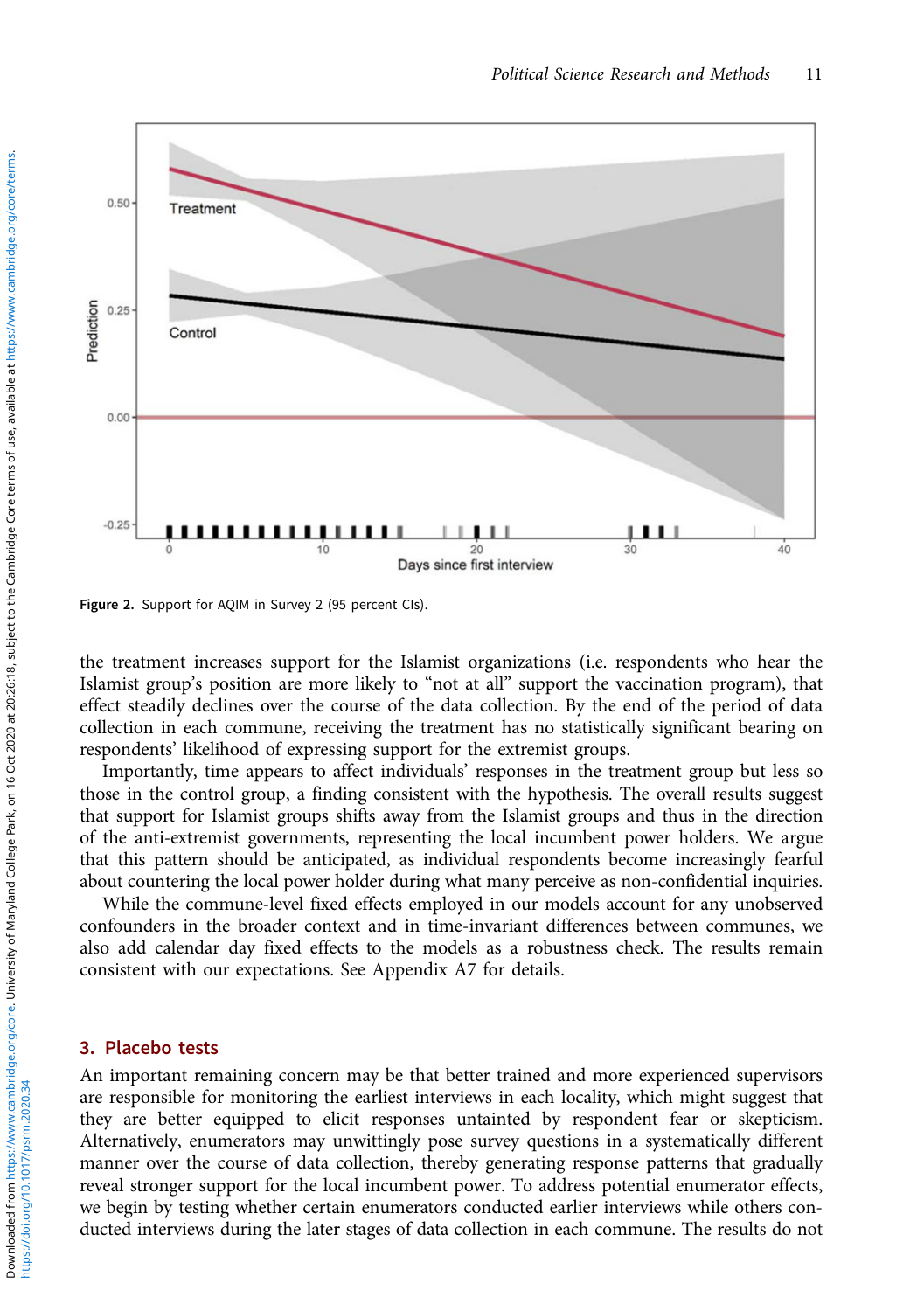Treatment

Control

0.50

0.25

0.00

-0.25

Prediction

0

10

20

30

40

Days since first interview

Figure 2. Support for AQIM in Survey 2 (95 percent CIs).

the treatment increases support for the Islamist organizations (i.e. respondents who hear the Islamist group's position are more likely to "not at all" support the vaccination program), that effect steadily declines over the course of the data collection. By the end of the period of data collection in each commune, receiving the treatment has no statistically significant bearing on respondents' likelihood of expressing support for the extremist groups.

Importantly, time appears to affect individuals' responses in the treatment group but less so those in the control group, a finding consistent with the hypothesis. The overall results suggest that support for Islamist groups shifts away from the Islamist groups and thus in the direction of the anti-extremist governments, representing the local incumbent power holders. We argue that this pattern should be anticipated, as individual respondents become increasingly fearful about countering the local power holder during what many perceive as non-confidential inquiries.

While the commune-level fixed effects employed in our models account for any unobserved confounders in the broader context and in time-invariant differences between communes, we also add calendar day fixed effects to the models as a robustness check. The results remain consistent with our expectations. See Appendix A7 for details.

## 3. Placebo tests

An important remaining concern may be that better trained and more experienced supervisors are responsible for monitoring the earliest interviews in each locality, which might suggest that they are better equipped to elicit responses untainted by respondent fear or skepticism. Alternatively, enumerators may unwittingly pose survey questions in a systematically different manner over the course of data collection, thereby generating response patterns that gradually reveal stronger support for the local incumbent power. To address potential enumerator effects, we begin by testing whether certain enumerators conducted earlier interviews while others conducted interviews during the later stages of data collection in each commune. The results do not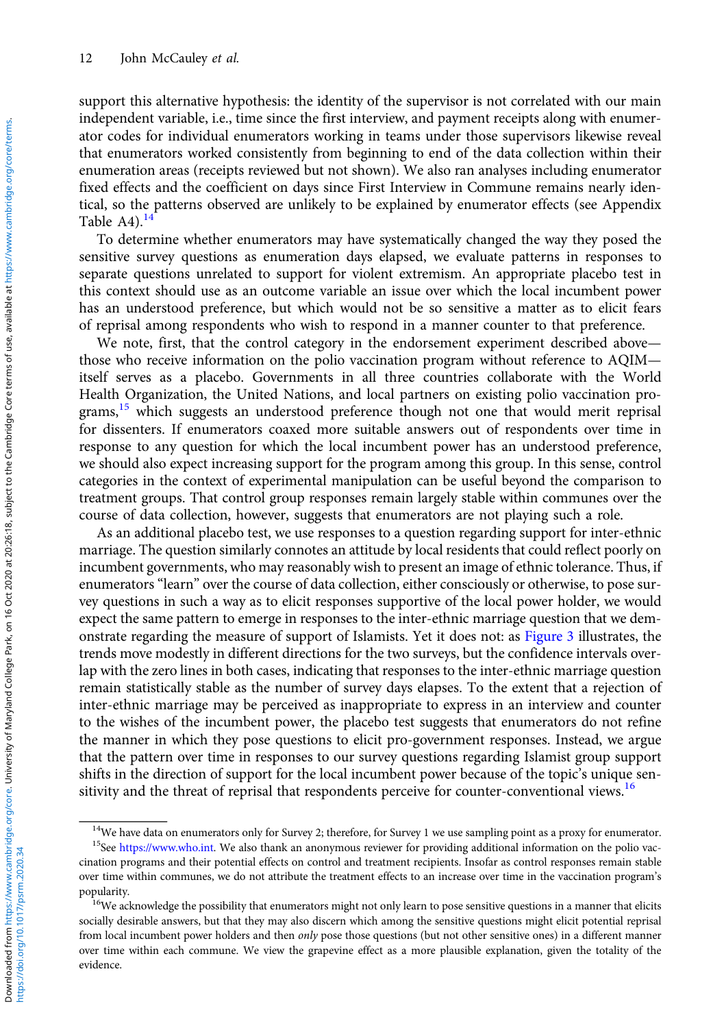support this alternative hypothesis: the identity of the supervisor is not correlated with our main independent variable, i.e., time since the first interview, and payment receipts along with enumerator codes for individual enumerators working in teams under those supervisors likewise reveal that enumerators worked consistently from beginning to end of the data collection within their enumeration areas (receipts reviewed but not shown). We also ran analyses including enumerator fixed effects and the coefficient on days since First Interview in Commune remains nearly identical, so the patterns observed are unlikely to be explained by enumerator effects (see Appendix Table A4).[14]

To determine whether enumerators may have systematically changed the way they posed the sensitive survey questions as enumeration days elapsed, we evaluate patterns in responses to separate questions unrelated to support for violent extremism. An appropriate placebo test in this context should use as an outcome variable an issue over which the local incumbent power has an understood preference, but which would not be so sensitive a matter as to elicit fears of reprisal among respondents who wish to respond in a manner counter to that preference.

We note, first, that the control category in the endorsement experiment described above—those who receive information on the polio vaccination program without reference to AQIM—itself serves as a placebo. Governments in all three countries collaborate with the World Health Organization, the United Nations, and local partners on existing polio vaccination programs,[15] which suggests an understood preference though not one that would merit reprisal for dissenters. If enumerators coaxed more suitable answers out of respondents over time in response to any question for which the local incumbent power has an understood preference, we should also expect increasing support for the program among this group. In this sense, control categories in the context of experimental manipulation can be useful beyond the comparison to treatment groups. That control group responses remain largely stable within communes over the course of data collection, however, suggests that enumerators are not playing such a role.

As an additional placebo test, we use responses to a question regarding support for inter-ethnic marriage. The question similarly connotes an attitude by local residents that could reflect poorly on incumbent governments, who may reasonably wish to present an image of ethnic tolerance. Thus, if enumerators "learn" over the course of data collection, either consciously or otherwise, to pose survey questions in such a way as to elicit responses supportive of the local power holder, we would expect the same pattern to emerge in responses to the inter-ethnic marriage question that we demonstrate regarding the measure of support of Islamists. Yet it does not: as Figure 3 illustrates, the trends move modestly in different directions for the two surveys, but the confidence intervals overlap with the zero lines in both cases, indicating that responses to the inter-ethnic marriage question remain statistically stable as the number of survey days elapses. To the extent that a rejection of inter-ethnic marriage may be perceived as inappropriate to express in an interview and counter to the wishes of the incumbent power, the placebo test suggests that enumerators do not refine the manner in which they pose questions to elicit pro-government responses. Instead, we argue that the pattern over time in responses to our survey questions regarding Islamist group support shifts in the direction of support for the local incumbent power because of the topic's unique sensitivity and the threat of reprisal that respondents perceive for counter-conventional views.[16]

---

[14]We have data on enumerators only for Survey 2; therefore, for Survey 1 we use sampling point as a proxy for enumerator.

[15]See https://www.who.int. We also thank an anonymous reviewer for providing additional information on the polio vaccination programs and their potential effects on control and treatment recipients. Insofar as control responses remain stable over time within communes, we do not attribute the treatment effects to an increase over time in the vaccination program's popularity.

[16]We acknowledge the possibility that enumerators might not only learn to pose sensitive questions in a manner that elicits socially desirable answers, but that they may also discern which among the sensitive questions might elicit potential reprisal from local incumbent power holders and then *only* pose those questions (but not other sensitive ones) in a different manner over time within each commune. We view the grapevine effect as a more plausible explanation, given the totality of the evidence.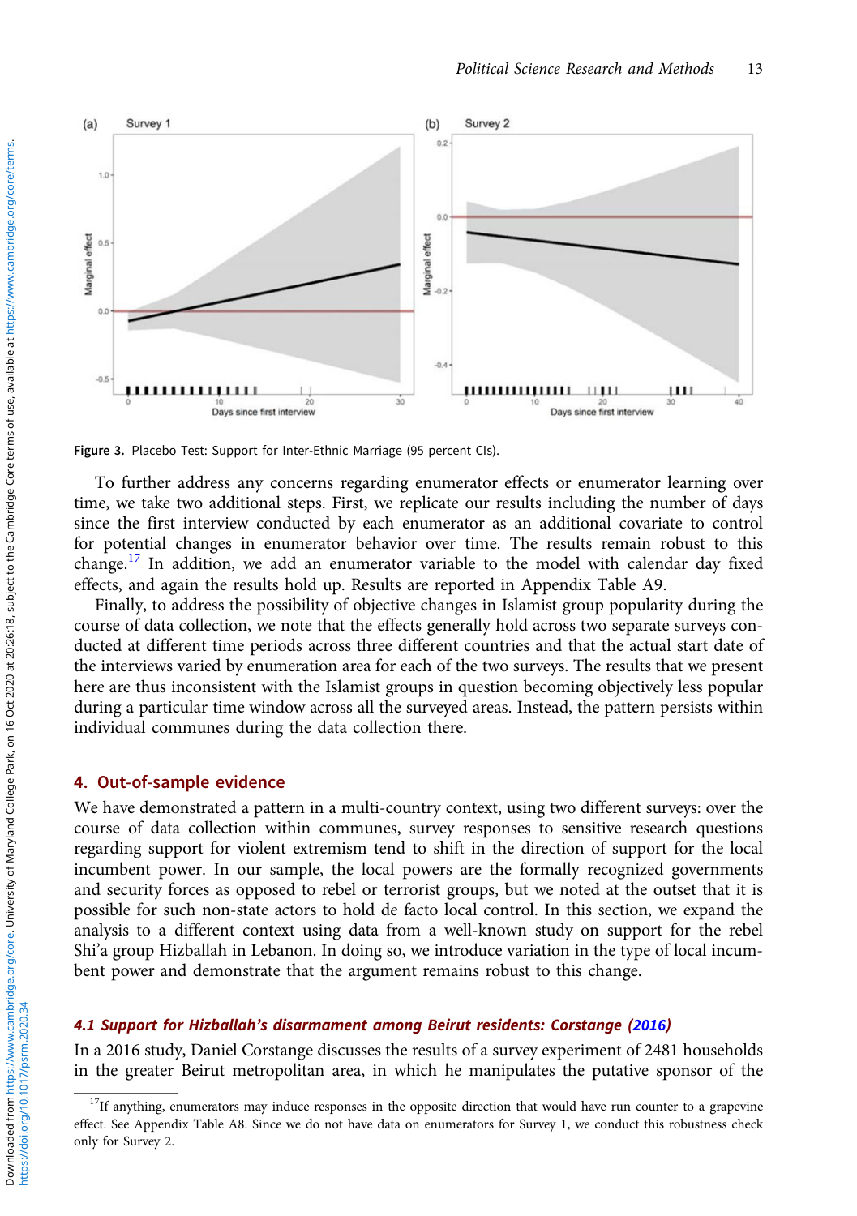Figure 3. Placebo Test: Support for Inter-Ethnic Marriage (95 percent CIs).

To further address any concerns regarding enumerator effects or enumerator learning over time, we take two additional steps. First, we replicate our results including the number of days since the first interview conducted by each enumerator as an additional covariate to control for potential changes in enumerator behavior over time. The results remain robust to this change.[17] In addition, we add an enumerator variable to the model with calendar day fixed effects, and again the results hold up. Results are reported in Appendix Table A9.

Finally, to address the possibility of objective changes in Islamist group popularity during the course of data collection, we note that the effects generally hold across two separate surveys conducted at different time periods across three different countries and that the actual start date of the interviews varied by enumeration area for each of the two surveys. The results that we present here are thus inconsistent with the Islamist groups in question becoming objectively less popular during a particular time window across all the surveyed areas. Instead, the pattern persists within individual communes during the data collection there.

## 4. Out-of-sample evidence

We have demonstrated a pattern in a multi-country context, using two different surveys: over the course of data collection within communes, survey responses to sensitive research questions regarding support for violent extremism tend to shift in the direction of support for the local incumbent power. In our sample, the local powers are the formally recognized governments and security forces as opposed to rebel or terrorist groups, but we noted at the outset that it is possible for such non-state actors to hold de facto local control. In this section, we expand the analysis to a different context using data from a well-known study on support for the rebel Shi'a group Hizballah in Lebanon. In doing so, we introduce variation in the type of local incumbent power and demonstrate that the argument remains robust to this change.

### *4.1 Support for Hizballah's disarmament among Beirut residents: Corstange (2016)*

In a 2016 study, Daniel Corstange discusses the results of a survey experiment of 2481 households in the greater Beirut metropolitan area, in which he manipulates the putative sponsor of the

[17]If anything, enumerators may induce responses in the opposite direction that would have run counter to a grapevine effect. See Appendix Table A8. Since we do not have data on enumerators for Survey 1, we conduct this robustness check only for Survey 2.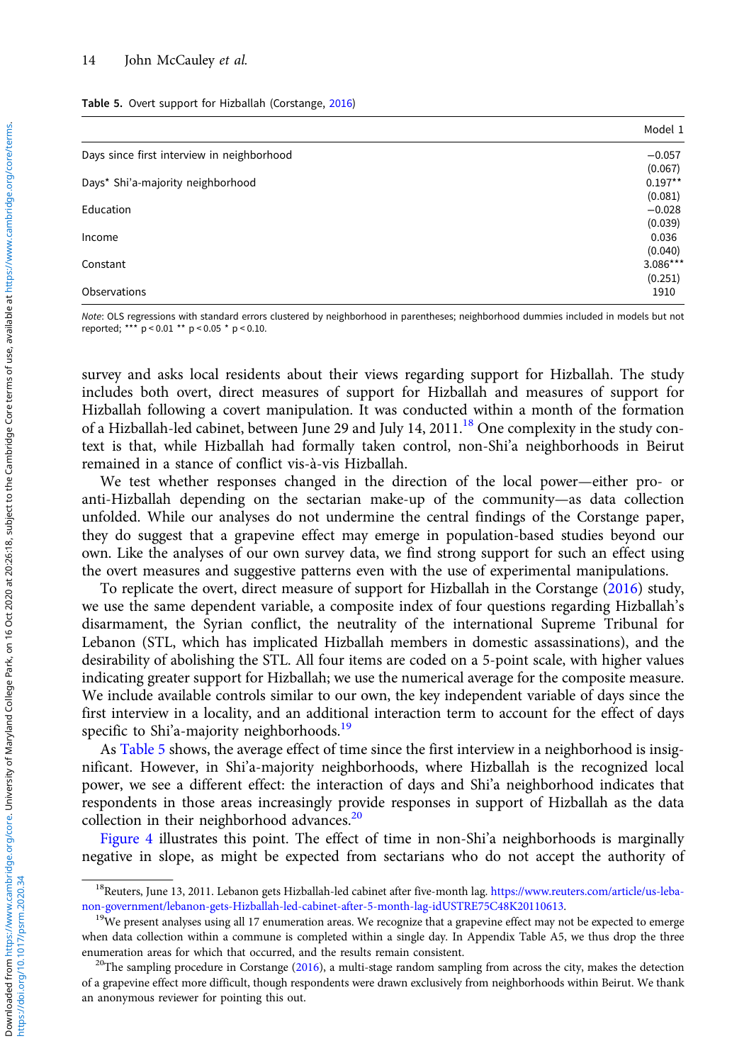Table 5. Overt support for Hizballah (Corstange, 2016)

| | Model 1 |
|---|---|
| Days since first interview in neighborhood | −0.057 |
| | (0.067) |
| Days* Shi'a-majority neighborhood | 0.197** |
| | (0.081) |
| Education | −0.028 |
| | (0.039) |
| Income | 0.036 |
| | (0.040) |
| Constant | 3.086*** |
| | (0.251) |
| Observations | 1910 |

*Note*: OLS regressions with standard errors clustered by neighborhood in parentheses; neighborhood dummies included in models but not reported; *** p < 0.01 ** p < 0.05 * p < 0.10.

survey and asks local residents about their views regarding support for Hizballah. The study includes both overt, direct measures of support for Hizballah and measures of support for Hizballah following a covert manipulation. It was conducted within a month of the formation of a Hizballah-led cabinet, between June 29 and July 14, 2011.[18] One complexity in the study context is that, while Hizballah had formally taken control, non-Shi'a neighborhoods in Beirut remained in a stance of conflict vis-à-vis Hizballah.

We test whether responses changed in the direction of the local power—either pro- or anti-Hizballah depending on the sectarian make-up of the community—as data collection unfolded. While our analyses do not undermine the central findings of the Corstange paper, they do suggest that a grapevine effect may emerge in population-based studies beyond our own. Like the analyses of our own survey data, we find strong support for such an effect using the overt measures and suggestive patterns even with the use of experimental manipulations.

To replicate the overt, direct measure of support for Hizballah in the Corstange (2016) study, we use the same dependent variable, a composite index of four questions regarding Hizballah's disarmament, the Syrian conflict, the neutrality of the international Supreme Tribunal for Lebanon (STL, which has implicated Hizballah members in domestic assassinations), and the desirability of abolishing the STL. All four items are coded on a 5-point scale, with higher values indicating greater support for Hizballah; we use the numerical average for the composite measure. We include available controls similar to our own, the key independent variable of days since the first interview in a locality, and an additional interaction term to account for the effect of days specific to Shi'a-majority neighborhoods.[19]

As Table 5 shows, the average effect of time since the first interview in a neighborhood is insignificant. However, in Shi'a-majority neighborhoods, where Hizballah is the recognized local power, we see a different effect: the interaction of days and Shi'a neighborhood indicates that respondents in those areas increasingly provide responses in support of Hizballah as the data collection in their neighborhood advances.[20]

Figure 4 illustrates this point. The effect of time in non-Shi'a neighborhoods is marginally negative in slope, as might be expected from sectarians who do not accept the authority of

[18] Reuters, June 13, 2011. Lebanon gets Hizballah-led cabinet after five-month lag. https://www.reuters.com/article/us-lebanon-government/lebanon-gets-Hizballah-led-cabinet-after-5-month-lag-idUSTRE75C48K20110613.

[19] We present analyses using all 17 enumeration areas. We recognize that a grapevine effect may not be expected to emerge when data collection within a commune is completed within a single day. In Appendix Table A5, we thus drop the three enumeration areas for which that occurred, and the results remain consistent.

[20] The sampling procedure in Corstange (2016), a multi-stage random sampling from across the city, makes the detection of a grapevine effect more difficult, though respondents were drawn exclusively from neighborhoods within Beirut. We thank an anonymous reviewer for pointing this out.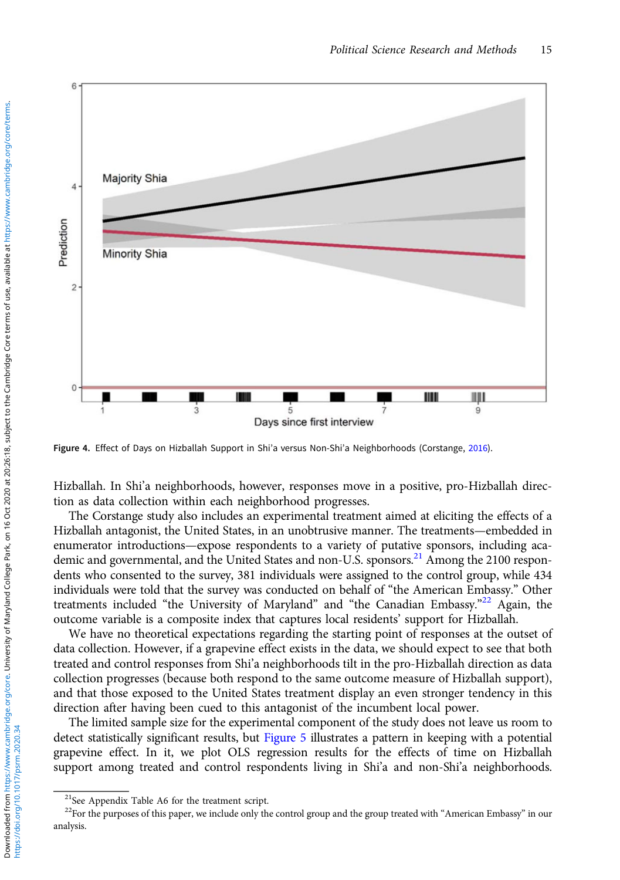Figure 4. Effect of Days on Hizballah Support in Shi'a versus Non-Shi'a Neighborhoods (Corstange, 2016).

Hizballah. In Shi'a neighborhoods, however, responses move in a positive, pro-Hizballah direction as data collection within each neighborhood progresses.

The Corstange study also includes an experimental treatment aimed at eliciting the effects of a Hizballah antagonist, the United States, in an unobtrusive manner. The treatments—embedded in enumerator introductions—expose respondents to a variety of putative sponsors, including academic and governmental, and the United States and non-U.S. sponsors.[21] Among the 2100 respondents who consented to the survey, 381 individuals were assigned to the control group, while 434 individuals were told that the survey was conducted on behalf of "the American Embassy." Other treatments included "the University of Maryland" and "the Canadian Embassy."[22] Again, the outcome variable is a composite index that captures local residents' support for Hizballah.

We have no theoretical expectations regarding the starting point of responses at the outset of data collection. However, if a grapevine effect exists in the data, we should expect to see that both treated and control responses from Shi'a neighborhoods tilt in the pro-Hizballah direction as data collection progresses (because both respond to the same outcome measure of Hizballah support), and that those exposed to the United States treatment display an even stronger tendency in this direction after having been cued to this antagonist of the incumbent local power.

The limited sample size for the experimental component of the study does not leave us room to detect statistically significant results, but Figure 5 illustrates a pattern in keeping with a potential grapevine effect. In it, we plot OLS regression results for the effects of time on Hizballah support among treated and control respondents living in Shi'a and non-Shi'a neighborhoods.

[21]See Appendix Table A6 for the treatment script.

[22]For the purposes of this paper, we include only the control group and the group treated with "American Embassy" in our analysis.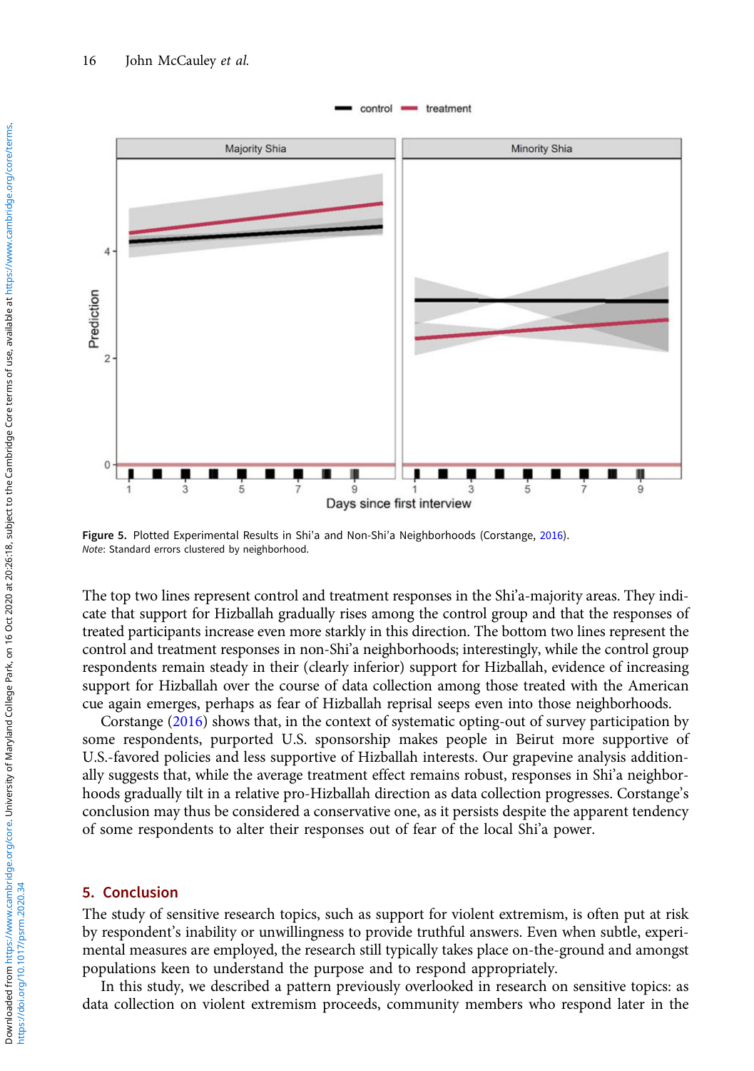Figure 5. Plotted Experimental Results in Shi'a and Non-Shi'a Neighborhoods (Corstange, 2016).
*Note*: Standard errors clustered by neighborhood.

The top two lines represent control and treatment responses in the Shi'a-majority areas. They indicate that support for Hizballah gradually rises among the control group and that the responses of treated participants increase even more starkly in this direction. The bottom two lines represent the control and treatment responses in non-Shi'a neighborhoods; interestingly, while the control group respondents remain steady in their (clearly inferior) support for Hizballah, evidence of increasing support for Hizballah over the course of data collection among those treated with the American cue again emerges, perhaps as fear of Hizballah reprisal seeps even into those neighborhoods.

Corstange (2016) shows that, in the context of systematic opting-out of survey participation by some respondents, purported U.S. sponsorship makes people in Beirut more supportive of U.S.-favored policies and less supportive of Hizballah interests. Our grapevine analysis additionally suggests that, while the average treatment effect remains robust, responses in Shi'a neighborhoods gradually tilt in a relative pro-Hizballah direction as data collection progresses. Corstange's conclusion may thus be considered a conservative one, as it persists despite the apparent tendency of some respondents to alter their responses out of fear of the local Shi'a power.

## 5. Conclusion

The study of sensitive research topics, such as support for violent extremism, is often put at risk by respondent's inability or unwillingness to provide truthful answers. Even when subtle, experimental measures are employed, the research still typically takes place on-the-ground and amongst populations keen to understand the purpose and to respond appropriately.

In this study, we described a pattern previously overlooked in research on sensitive topics: as data collection on violent extremism proceeds, community members who respond later in the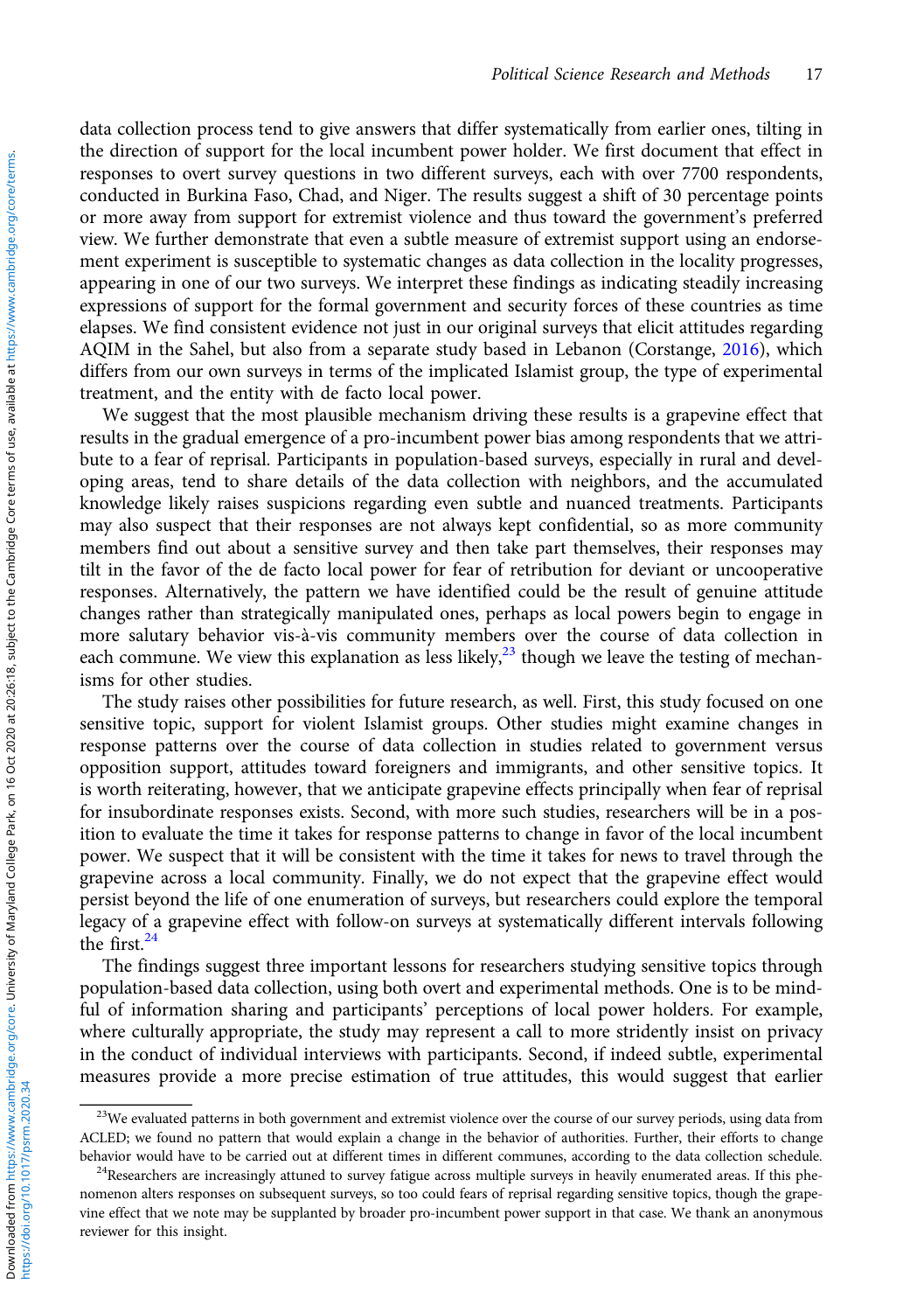data collection process tend to give answers that differ systematically from earlier ones, tilting in the direction of support for the local incumbent power holder. We first document that effect in responses to overt survey questions in two different surveys, each with over 7700 respondents, conducted in Burkina Faso, Chad, and Niger. The results suggest a shift of 30 percentage points or more away from support for extremist violence and thus toward the government's preferred view. We further demonstrate that even a subtle measure of extremist support using an endorsement experiment is susceptible to systematic changes as data collection in the locality progresses, appearing in one of our two surveys. We interpret these findings as indicating steadily increasing expressions of support for the formal government and security forces of these countries as time elapses. We find consistent evidence not just in our original surveys that elicit attitudes regarding AQIM in the Sahel, but also from a separate study based in Lebanon (Corstange, 2016), which differs from our own surveys in terms of the implicated Islamist group, the type of experimental treatment, and the entity with de facto local power.

We suggest that the most plausible mechanism driving these results is a grapevine effect that results in the gradual emergence of a pro-incumbent power bias among respondents that we attribute to a fear of reprisal. Participants in population-based surveys, especially in rural and developing areas, tend to share details of the data collection with neighbors, and the accumulated knowledge likely raises suspicions regarding even subtle and nuanced treatments. Participants may also suspect that their responses are not always kept confidential, so as more community members find out about a sensitive survey and then take part themselves, their responses may tilt in the favor of the de facto local power for fear of retribution for deviant or uncooperative responses. Alternatively, the pattern we have identified could be the result of genuine attitude changes rather than strategically manipulated ones, perhaps as local powers begin to engage in more salutary behavior vis-à-vis community members over the course of data collection in each commune. We view this explanation as less likely,[23] though we leave the testing of mechanisms for other studies.

The study raises other possibilities for future research, as well. First, this study focused on one sensitive topic, support for violent Islamist groups. Other studies might examine changes in response patterns over the course of data collection in studies related to government versus opposition support, attitudes toward foreigners and immigrants, and other sensitive topics. It is worth reiterating, however, that we anticipate grapevine effects principally when fear of reprisal for insubordinate responses exists. Second, with more such studies, researchers will be in a position to evaluate the time it takes for response patterns to change in favor of the local incumbent power. We suspect that it will be consistent with the time it takes for news to travel through the grapevine across a local community. Finally, we do not expect that the grapevine effect would persist beyond the life of one enumeration of surveys, but researchers could explore the temporal legacy of a grapevine effect with follow-on surveys at systematically different intervals following the first.[24]

The findings suggest three important lessons for researchers studying sensitive topics through population-based data collection, using both overt and experimental methods. One is to be mindful of information sharing and participants' perceptions of local power holders. For example, where culturally appropriate, the study may represent a call to more stridently insist on privacy in the conduct of individual interviews with participants. Second, if indeed subtle, experimental measures provide a more precise estimation of true attitudes, this would suggest that earlier

[23]We evaluated patterns in both government and extremist violence over the course of our survey periods, using data from ACLED; we found no pattern that would explain a change in the behavior of authorities. Further, their efforts to change behavior would have to be carried out at different times in different communes, according to the data collection schedule.

[24]Researchers are increasingly attuned to survey fatigue across multiple surveys in heavily enumerated areas. If this phenomenon alters responses on subsequent surveys, so too could fears of reprisal regarding sensitive topics, though the grapevine effect that we note may be supplanted by broader pro-incumbent power support in that case. We thank an anonymous reviewer for this insight.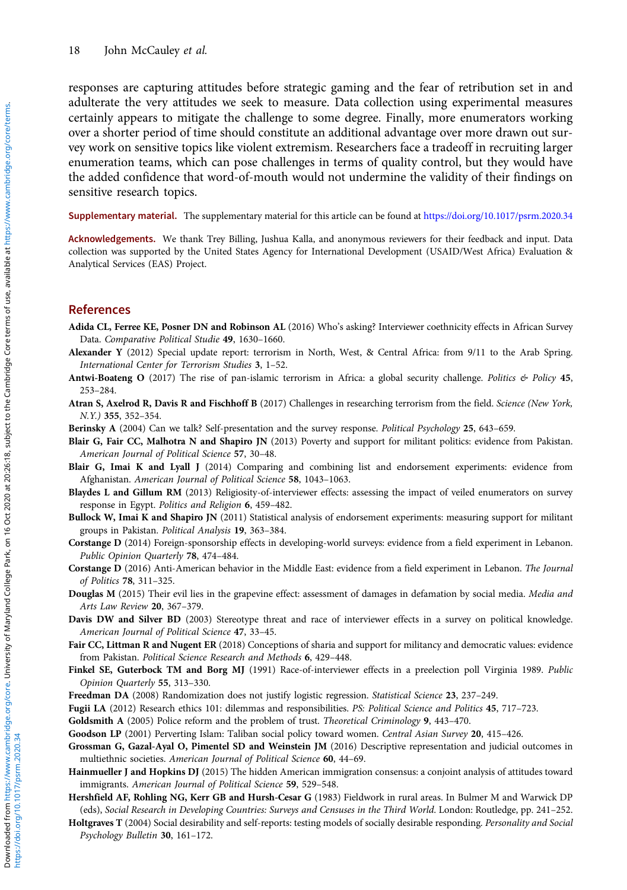responses are capturing attitudes before strategic gaming and the fear of retribution set in and adulterate the very attitudes we seek to measure. Data collection using experimental measures certainly appears to mitigate the challenge to some degree. Finally, more enumerators working over a shorter period of time should constitute an additional advantage over more drawn out survey work on sensitive topics like violent extremism. Researchers face a tradeoff in recruiting larger enumeration teams, which can pose challenges in terms of quality control, but they would have the added confidence that word-of-mouth would not undermine the validity of their findings on sensitive research topics.

**Supplementary material.** The supplementary material for this article can be found at https://doi.org/10.1017/psrm.2020.34

**Acknowledgements.** We thank Trey Billing, Jushua Kalla, and anonymous reviewers for their feedback and input. Data collection was supported by the United States Agency for International Development (USAID/West Africa) Evaluation & Analytical Services (EAS) Project.

## References

**Adida CL, Ferree KE, Posner DN and Robinson AL** (2016) Who's asking? Interviewer coethnicity effects in African Survey Data. *Comparative Political Studie* **49**, 1630–1660.

**Alexander Y** (2012) Special update report: terrorism in North, West, & Central Africa: from 9/11 to the Arab Spring. *International Center for Terrorism Studies* **3**, 1–52.

**Antwi-Boateng O** (2017) The rise of pan-islamic terrorism in Africa: a global security challenge. *Politics & Policy* **45**, 253–284.

**Atran S, Axelrod R, Davis R and Fischhoff B** (2017) Challenges in researching terrorism from the field. *Science (New York, N.Y.)* **355**, 352–354.

**Berinsky A** (2004) Can we talk? Self-presentation and the survey response. *Political Psychology* **25**, 643–659.

**Blair G, Fair CC, Malhotra N and Shapiro JN** (2013) Poverty and support for militant politics: evidence from Pakistan. *American Journal of Political Science* **57**, 30–48.

**Blair G, Imai K and Lyall J** (2014) Comparing and combining list and endorsement experiments: evidence from Afghanistan. *American Journal of Political Science* **58**, 1043–1063.

**Blaydes L and Gillum RM** (2013) Religiosity-of-interviewer effects: assessing the impact of veiled enumerators on survey response in Egypt. *Politics and Religion* **6**, 459–482.

**Bullock W, Imai K and Shapiro JN** (2011) Statistical analysis of endorsement experiments: measuring support for militant groups in Pakistan. *Political Analysis* **19**, 363–384.

**Corstange D** (2014) Foreign-sponsorship effects in developing-world surveys: evidence from a field experiment in Lebanon. *Public Opinion Quarterly* **78**, 474–484.

**Corstange D** (2016) Anti-American behavior in the Middle East: evidence from a field experiment in Lebanon. *The Journal of Politics* **78**, 311–325.

**Douglas M** (2015) Their evil lies in the grapevine effect: assessment of damages in defamation by social media. *Media and Arts Law Review* **20**, 367–379.

**Davis DW and Silver BD** (2003) Stereotype threat and race of interviewer effects in a survey on political knowledge. *American Journal of Political Science* **47**, 33–45.

**Fair CC, Littman R and Nugent ER** (2018) Conceptions of sharia and support for militancy and democratic values: evidence from Pakistan. *Political Science Research and Methods* **6**, 429–448.

**Finkel SE, Guterbock TM and Borg MJ** (1991) Race-of-interviewer effects in a preelection poll Virginia 1989. *Public Opinion Quarterly* **55**, 313–330.

**Freedman DA** (2008) Randomization does not justify logistic regression. *Statistical Science* **23**, 237–249.

**Fugii LA** (2012) Research ethics 101: dilemmas and responsibilities. *PS: Political Science and Politics* **45**, 717–723.

**Goldsmith A** (2005) Police reform and the problem of trust. *Theoretical Criminology* **9**, 443–470.

**Goodson LP** (2001) Perverting Islam: Taliban social policy toward women. *Central Asian Survey* **20**, 415–426.

**Grossman G, Gazal-Ayal O, Pimentel SD and Weinstein JM** (2016) Descriptive representation and judicial outcomes in multiethnic societies. *American Journal of Political Science* **60**, 44–69.

**Hainmueller J and Hopkins DJ** (2015) The hidden American immigration consensus: a conjoint analysis of attitudes toward immigrants. *American Journal of Political Science* **59**, 529–548.

**Hershfield AF, Rohling NG, Kerr GB and Hursh-Cesar G** (1983) Fieldwork in rural areas. In Bulmer M and Warwick DP (eds), *Social Research in Developing Countries: Surveys and Censuses in the Third World*. London: Routledge, pp. 241–252.

**Holtgraves T** (2004) Social desirability and self-reports: testing models of socially desirable responding. *Personality and Social Psychology Bulletin* **30**, 161–172.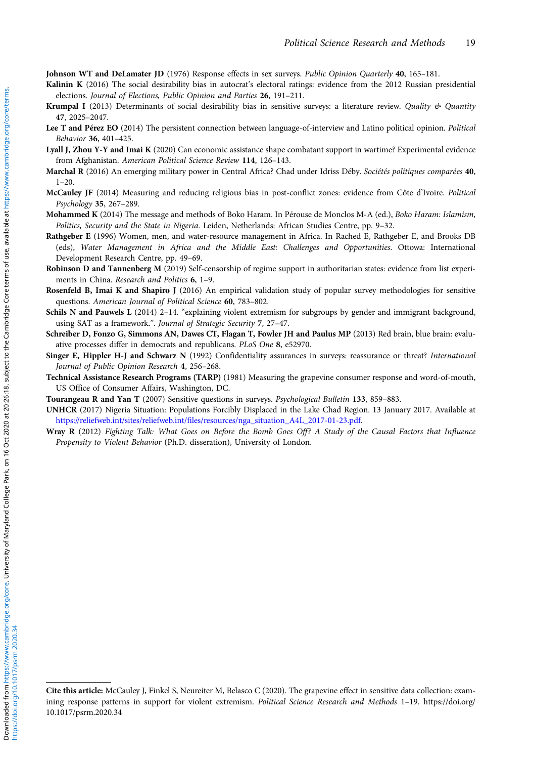**Johnson WT and DeLamater JD** (1976) Response effects in sex surveys. *Public Opinion Quarterly* **40**, 165–181.

**Kalinin K** (2016) The social desirability bias in autocrat's electoral ratings: evidence from the 2012 Russian presidential elections. *Journal of Elections, Public Opinion and Parties* **26**, 191–211.

**Krumpal I** (2013) Determinants of social desirability bias in sensitive surveys: a literature review. *Quality & Quantity* **47**, 2025–2047.

**Lee T and Pérez EO** (2014) The persistent connection between language-of-interview and Latino political opinion. *Political Behavior* **36**, 401–425.

**Lyall J, Zhou Y-Y and Imai K** (2020) Can economic assistance shape combatant support in wartime? Experimental evidence from Afghanistan. *American Political Science Review* **114**, 126–143.

**Marchal R** (2016) An emerging military power in Central Africa? Chad under Idriss Déby. *Sociétés politiques comparées* **40**, 1–20.

**McCauley JF** (2014) Measuring and reducing religious bias in post-conflict zones: evidence from Côte d'Ivoire. *Political Psychology* **35**, 267–289.

**Mohammed K** (2014) The message and methods of Boko Haram. In Pérouse de Monclos M-A (ed.), *Boko Haram: Islamism, Politics, Security and the State in Nigeria*. Leiden, Netherlands: African Studies Centre, pp. 9–32.

**Rathgeber E** (1996) Women, men, and water-resource management in Africa. In Rached E, Rathgeber E, and Brooks DB (eds), *Water Management in Africa and the Middle East: Challenges and Opportunities*. Ottowa: International Development Research Centre, pp. 49–69.

**Robinson D and Tannenberg M** (2019) Self-censorship of regime support in authoritarian states: evidence from list experiments in China. *Research and Politics* **6**, 1–9.

**Rosenfeld B, Imai K and Shapiro J** (2016) An empirical validation study of popular survey methodologies for sensitive questions. *American Journal of Political Science* **60**, 783–802.

**Schils N and Pauwels L** (2014) 2–14. "explaining violent extremism for subgroups by gender and immigrant background, using SAT as a framework.". *Journal of Strategic Security* **7**, 27–47.

**Schreiber D, Fonzo G, Simmons AN, Dawes CT, Flagan T, Fowler JH and Paulus MP** (2013) Red brain, blue brain: evaluative processes differ in democrats and republicans. *PLoS One* **8**, e52970.

**Singer E, Hippler H-J and Schwarz N** (1992) Confidentiality assurances in surveys: reassurance or threat? *International Journal of Public Opinion Research* **4**, 256–268.

**Technical Assistance Research Programs (TARP)** (1981) Measuring the grapevine consumer response and word-of-mouth, US Office of Consumer Affairs, Washington, DC.

**Tourangeau R and Yan T** (2007) Sensitive questions in surveys. *Psychological Bulletin* **133**, 859–883.

**UNHCR** (2017) Nigeria Situation: Populations Forcibly Displaced in the Lake Chad Region. 13 January 2017. Available at https://reliefweb.int/sites/reliefweb.int/files/resources/nga_situation_A4L_2017-01-23.pdf.

**Wray R** (2012) *Fighting Talk: What Goes on Before the Bomb Goes Off? A Study of the Causal Factors that Influence Propensity to Violent Behavior* (Ph.D. disseration), University of London.

**Cite this article:** McCauley J, Finkel S, Neureiter M, Belasco C (2020). The grapevine effect in sensitive data collection: examining response patterns in support for violent extremism. *Political Science Research and Methods* 1–19. https://doi.org/10.1017/psrm.2020.34